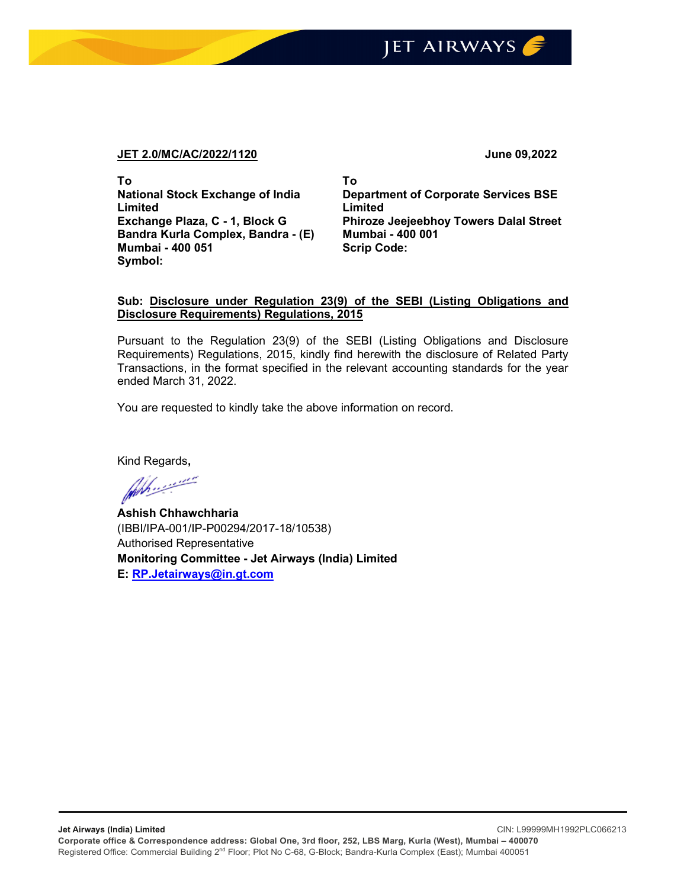**JET 2.0/MC/AC/2022/1120** **June 09,2022**

| To | To |
| --- | --- |
| **National Stock Exchange of India Limited** | **Department of Corporate Services BSE Limited** |
| **Exchange Plaza, C - 1, Block G** | **Phiroze Jeejeebhoy Towers Dalal Street** |
| **Bandra Kurla Complex, Bandra - (E)** | **Mumbai - 400 001** |
| **Mumbai - 400 051** | **Scrip Code:** |
| **Symbol:** | |

**Sub: Disclosure under Regulation 23(9) of the SEBI (Listing Obligations and Disclosure Requirements) Regulations, 2015**

Pursuant to the Regulation 23(9) of the SEBI (Listing Obligations and Disclosure Requirements) Regulations, 2015, kindly find herewith the disclosure of Related Party Transactions, in the format specified in the relevant accounting standards for the year ended March 31, 2022.

You are requested to kindly take the above information on record.

Kind Regards,

**Ashish Chhawchharia**
(IBBI/IPA-001/IP-P00294/2017-18/10538)
Authorised Representative
**Monitoring Committee - Jet Airways (India) Limited**
**E: RP.Jetairways@in.gt.com**

**Jet Airways (India) Limited** CIN: L99999MH1992PLC066213
**Corporate office & Correspondence address: Global One, 3rd floor, 252, LBS Marg, Kurla (West), Mumbai – 400070**
Registered Office: Commercial Building 2nd Floor; Plot No C-68, G-Block; Bandra-Kurla Complex (East); Mumbai 400051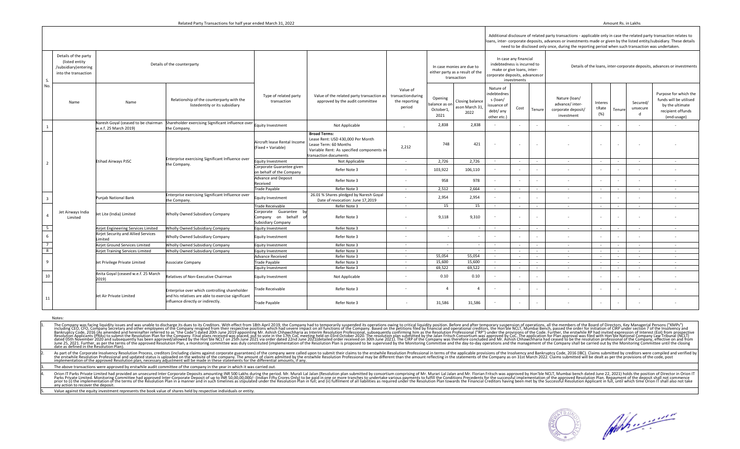Related Party Transactions for half year ended March 31, 2022

Amount Rs. in Lakhs

| S. No. | Details of the party (listed entity /subsidiary)entering into the transaction | Details of the counterparty | | Type of related party transaction | Value of the related party transaction as approved by the audit committee | Value of transaction during the reporting period | In case monies are due to either party as a result of the transaction | | Additional disclosure of related party transactions - applicable only in case the related party transaction relates to loans, inter- corporate deposits, advances or investments made or given by the listed entity/subsidiary. These details need to be disclosed only once, during the reporting period when such transaction was undertaken. In case any financial indebtedness is incurred to make or give loans, inter-corporate deposits, advances or investments | | | Details of the loans, inter-corporate deposits, advances or investments | | | | |
|---|---|---|---|---|---|---|---|---|---|---|---|---|---|---|---|---|
| | Name | Name | Relationship of the counterparty with the listedentity or its subsidiary | | | | Opening balance as on October1, 2021 | Closing balance ason March 31, 2022 | Nature of indebtednes s (loan/ issuance of debt/ any other etc.) | Cost | Tenure | Nature (loan/ advance/ inter-corporate deposit/ investment | Interes tRate (%) | Tenure | Secured/ unsecure d | Purpose for which the funds will be utilised by the ultimate recipient offunds (end-usage) |
| 1 | Jet Airways India Limited | Naresh Goyal (ceased to be chairman w.e.f. 25 March 2019) | Shareholder exercising Significant influence over the Company. | Equity Investment | Not Applicable | - | 2,838 | 2,838 | - | - | - | - | - | - | - | - |
| 2 | | Etihad Airways PJSC | Enterprise exercising Significant Influence over the Company. | Aircraft lease Rental Income (Fixed + Variable) | **Broad Terms:** Lease Rent: USD 430,000 Per Month Lease Term: 60 Months Variable Rent: As specified components in transaction documents | 2,212 | 748 | 421 | - | - | - | - | - | - | - | - |
| | | | | Equity Investment | Not Applicable | - | 2,726 | 2,726 | - | - | - | - | - | - | - | - |
| | | | | Corporate Guarantee given on behalf of the Company | Refer Note 3 | - | 103,922 | 106,110 | - | - | - | - | - | - | - | - |
| | | | | Advance and Deposit Received | Refer Note 3 | - | 958 | 978 | - | - | - | - | - | - | - | - |
| | | | | Trade Payable | Refer Note 3 | - | 2,512 | 2,664 | - | - | - | - | - | - | - | - |
| 3 | | Punjab National Bank | Enterprise exercising Significant Influence over the Company. | Equity Investment | 26.01 % Shares pledged by Naresh Goyal Date of revocation: June 17,2019 | - | 2,954 | 2,954 | - | - | - | - | - | - | - | - |
| 4 | | Jet Lite (India) Limited | Wholly Owned Subsidiary Company | Trade Receivable | Refer Note 3 | - | 15 | 15 | - | - | - | - | - | - | - | - |
| | | | | Corporate Guarantee by Company on behalf of Subsidiary Company | Refer Note 3 | - | 9,118 | 9,310 | - | - | - | - | - | - | - | - |
| 5 | | Airjet Engineering Services Limited | Wholly Owned Subsidiary Company | Equity Investment | Refer Note 3 | - | - | - | - | - | - | - | - | - | - | - |
| 6 | | Airjet Security and Allied Services Limited | Wholly Owned Subsidiary Company | Equity Investment | Refer Note 3 | - | - | - | - | - | - | - | - | - | - | - |
| 7 | | Airjet Ground Services Limited | Wholly Owned Subsidiary Company | Equity Investment | Refer Note 3 | - | - | - | - | - | - | - | - | - | - | - |
| 8 | | Airjet Training Services Limited | Wholly Owned Subsidiary Company | Equity Investment | Refer Note 3 | - | - | - | - | - | - | - | - | - | - | - |
| 9 | | Jet Privilege Private Limited | Associate Company | Advance Received | Refer Note 3 | - | 55,054 | 55,054 | - | - | - | - | - | - | - | - |
| | | | | Trade Payable | Refer Note 3 | - | 15,600 | 15,600 | - | - | - | - | - | - | - | - |
| | | | | Equity Investment | Refer Note 3 | - | 69,522 | 69,522 | - | - | - | - | - | - | - | - |
| 10 | | Anita Goyal (ceased w.e.f. 25 March 2019) | Relatives of Non-Executive Chairman | Equity Investment | Not Applicable | - | 0.10 | 0.10 | - | - | - | - | - | - | - | - |
| 11 | | Jet Air Private Limited | Enterprise over which controlling shareholder and his relatives are able to exercise significant influence directly or indirectly. | Trade Receivable | Refer Note 3 | - | 4 | 4 | - | - | - | - | - | - | - | - |
| | | | | Trade Payable | Refer Note 3 | - | 31,586 | 31,586 | - | - | - | - | - | - | - | - |

Notes:

1. The Company was facing liquidity issues and was unable to discharge its dues to its Creditors. With effect from 18th April 2019, the Company had to temporarily suspended its operations owing to critical liquidity position. Before and after temporary suspension of operations, all the members of the Board of Directors, Key Managerial Persons ("KMPs") including CEO, CFO, Company Secretary and other employees of the Company resigned from their respective positions which had severe impact on all functions of the Company. Based on the petitions filed by financial and operational creditors, the Hon'ble NCLT, Mumbai Bench, passed the order for initiation of CIRP under section 7 of the Insolvency and Bankruptcy Code, 2016 (As amended and hereinafter referred to as "the Code") dated 20th June 2019 appointing Mr. Ashish Chhawchharia as Interim Resolution Professional, subsequently confirming him as the Resolution Professional ("RP") under the provisions of the Code. Further, the erstwhile RP had invited expression of Interest (EoI) from prospective Resolution Applicants (PRAs) to submit the Resolution Plan for the Company. Final plans received was placed, put to vote in the 17th CoC meeting held on 03rd October 2020. The resolution plan submitted by the Jalan Fritsch Consortium was approved by CoC. The application for Plan approval was filed with Hon'ble National Company Law Tribunal (NCLT) dated 05th November 2020 and subsequently has been approved/allowed by the Hon'ble NCLT on 25th June 2021 via order dated 22nd June 2021(detailed order received on 30th June 2021). The CIRP of the Company was therefore concluded and Mr. Ashish Chhawchharia had ceased to be the resolution professional of the Company, effective on and from June 25, 2021. Further, as per the terms of the approved Resolution Plan, a monitoring committee was duly constituted (implementation of the Resolution Plan is proposed to be supervised by the Monitoring Committee and the day-to-day operations and the management of the Company shall be carried out by the Monitoring Committee until the closing date as defined in the Resolution Plan).
2. As part of the Corporate Insolvency Resolution Process, creditors (including claims against corporate guarantees) of the company were called upon to submit their claims to the erstwhile Resolution Professional in terms of the applicable provisions of the Insolvency and Bankruptcy Code, 2016 (IBC). Claims submitted by creditors were compiled and verified by the erstwhile Resolution Professional and updated status is uploaded on the website of the company. The amount of claim admitted by the erstwhile Resolution Professional may be different than the amount reflecting in the statements of the Company as on 31st March 2022. Claims submitted will be dealt as per the provisions of the code, post implementation of the approved Resolution plan, necessary adjustment will be made in these statements for the differential amounts, if any.
3. The above transactions were approved by erstwhile audit committee of the company in the year in which it was carried out.
4. Orion IT Parks Private Limited had provided an unsecured Inter Corporate Deposits amounting INR 500 Lakhs during the period. Mr. Murali Lal Jalan (Resolution plan submitted by consortium comprising of Mr. Murari Lal Jalan and Mr. Florian Fritsch was approved by Hon'ble NCLT, Mumbai bench dated June 22, 2021) holds the position of Director in Orion IT Parks Private Limited. Monitoring Committee had approved Inter-Corporate Deposit of up to INR 50,00,00,000/- (Indian Fifty Crores Only) to be paid in one or more tranches to undertake various payments to fulfill the Conditions Precedents for the successful implementation of the approved Resolution Plan. Repayment of the deposit shall not commence prior to (i) the implementation of the terms of the Resolution Plan in a manner and in such timelines as stipulated under the Resolution Plan in full; and (ii) fulfilment of all liabilities as required under the Resolution Plan towards the Financial Creditors having been met by the Successful Resolution Applicant in full, until which time Orion IT shall also not take any action to recover the deposit.
5. Value against the equity investment represents the book value of shares held by respective individuals or entity.